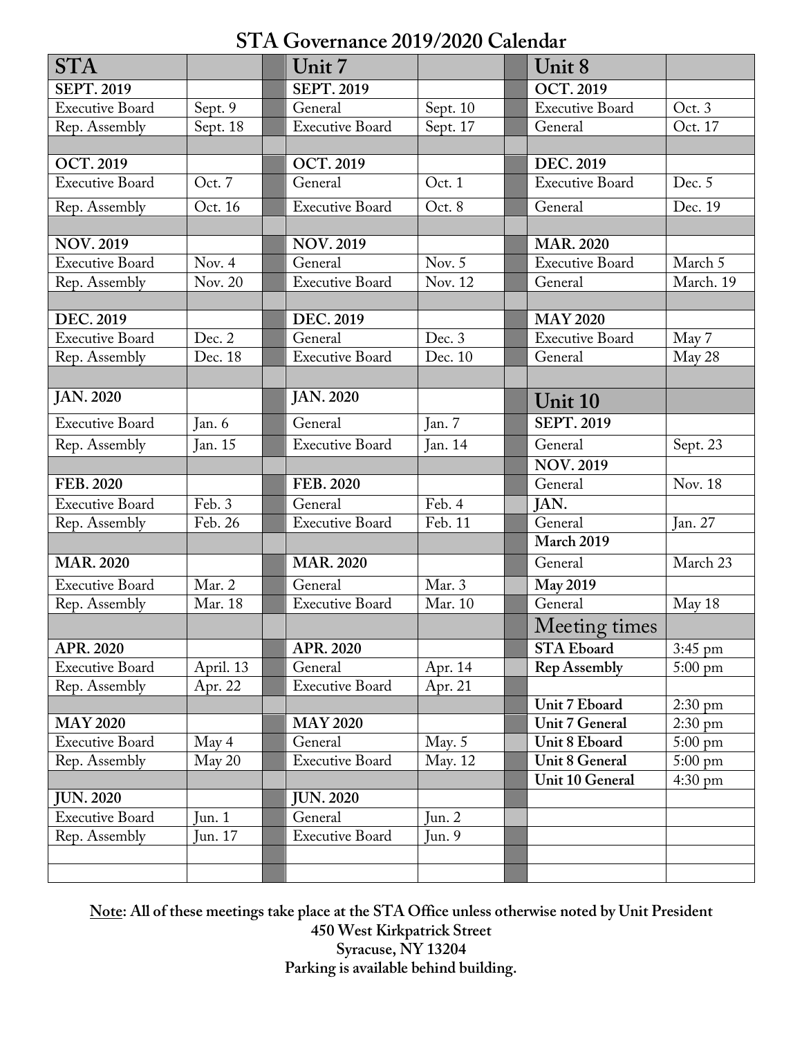# STA Governance 2019/2020 Calendar

| STA | | | Unit 7 | | | Unit 8 | |
|---|---|---|---|---|---|---|---|
| **SEPT. 2019** | | | **SEPT. 2019** | | | **OCT. 2019** | |
| Executive Board | Sept. 9 | | General | Sept. 10 | | Executive Board | Oct. 3 |
| Rep. Assembly | Sept. 18 | | Executive Board | Sept. 17 | | General | Oct. 17 |
| | | | | | | | |
| **OCT. 2019** | | | **OCT. 2019** | | | **DEC. 2019** | |
| Executive Board | Oct. 7 | | General | Oct. 1 | | Executive Board | Dec. 5 |
| Rep. Assembly | Oct. 16 | | Executive Board | Oct. 8 | | General | Dec. 19 |
| | | | | | | | |
| **NOV. 2019** | | | **NOV. 2019** | | | **MAR. 2020** | |
| Executive Board | Nov. 4 | | General | Nov. 5 | | Executive Board | March 5 |
| Rep. Assembly | Nov. 20 | | Executive Board | Nov. 12 | | General | March. 19 |
| | | | | | | | |
| **DEC. 2019** | | | **DEC. 2019** | | | **MAY 2020** | |
| Executive Board | Dec. 2 | | General | Dec. 3 | | Executive Board | May 7 |
| Rep. Assembly | Dec. 18 | | Executive Board | Dec. 10 | | General | May 28 |
| | | | | | | | |
| **JAN. 2020** | | | **JAN. 2020** | | | **Unit 10** | |
| Executive Board | Jan. 6 | | General | Jan. 7 | | **SEPT. 2019** | |
| Rep. Assembly | Jan. 15 | | Executive Board | Jan. 14 | | General | Sept. 23 |
| | | | | | | **NOV. 2019** | |
| **FEB. 2020** | | | **FEB. 2020** | | | General | Nov. 18 |
| Executive Board | Feb. 3 | | General | Feb. 4 | | **JAN.** | |
| Rep. Assembly | Feb. 26 | | Executive Board | Feb. 11 | | General | Jan. 27 |
| | | | | | | **March 2019** | |
| **MAR. 2020** | | | **MAR. 2020** | | | General | March 23 |
| Executive Board | Mar. 2 | | General | Mar. 3 | | **May 2019** | |
| Rep. Assembly | Mar. 18 | | Executive Board | Mar. 10 | | General | May 18 |
| | | | | | | **Meeting times** | |
| **APR. 2020** | | | **APR. 2020** | | | **STA Eboard** | 3:45 pm |
| Executive Board | April. 13 | | General | Apr. 14 | | **Rep Assembly** | 5:00 pm |
| Rep. Assembly | Apr. 22 | | Executive Board | Apr. 21 | | | |
| | | | | | | **Unit 7 Eboard** | 2:30 pm |
| **MAY 2020** | | | **MAY 2020** | | | **Unit 7 General** | 2:30 pm |
| Executive Board | May 4 | | General | May. 5 | | **Unit 8 Eboard** | 5:00 pm |
| Rep. Assembly | May 20 | | Executive Board | May. 12 | | **Unit 8 General** | 5:00 pm |
| | | | | | | **Unit 10 General** | 4:30 pm |
| **JUN. 2020** | | | **JUN. 2020** | | | | |
| Executive Board | Jun. 1 | | General | Jun. 2 | | | |
| Rep. Assembly | Jun. 17 | | Executive Board | Jun. 9 | | | |

**Note: All of these meetings take place at the STA Office unless otherwise noted by Unit President**
**450 West Kirkpatrick Street**
**Syracuse, NY 13204**
**Parking is available behind building.**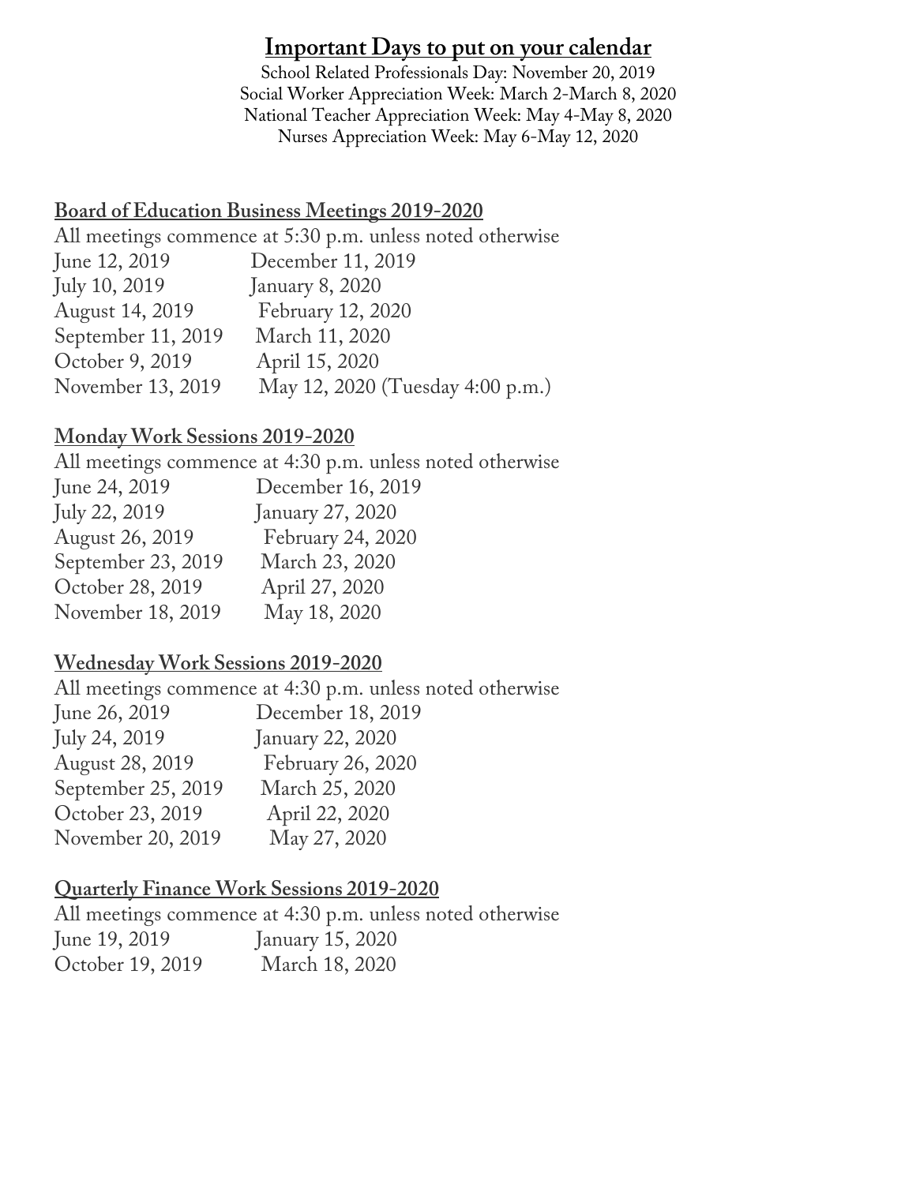## Important Days to put on your calendar

School Related Professionals Day: November 20, 2019
Social Worker Appreciation Week: March 2-March 8, 2020
National Teacher Appreciation Week: May 4-May 8, 2020
Nurses Appreciation Week: May 6-May 12, 2020

### Board of Education Business Meetings 2019-2020

All meetings commence at 5:30 p.m. unless noted otherwise

| | |
|---|---|
| June 12, 2019 | December 11, 2019 |
| July 10, 2019 | January 8, 2020 |
| August 14, 2019 | February 12, 2020 |
| September 11, 2019 | March 11, 2020 |
| October 9, 2019 | April 15, 2020 |
| November 13, 2019 | May 12, 2020 (Tuesday 4:00 p.m.) |

### Monday Work Sessions 2019-2020

All meetings commence at 4:30 p.m. unless noted otherwise

| | |
|---|---|
| June 24, 2019 | December 16, 2019 |
| July 22, 2019 | January 27, 2020 |
| August 26, 2019 | February 24, 2020 |
| September 23, 2019 | March 23, 2020 |
| October 28, 2019 | April 27, 2020 |
| November 18, 2019 | May 18, 2020 |

### Wednesday Work Sessions 2019-2020

All meetings commence at 4:30 p.m. unless noted otherwise

| | |
|---|---|
| June 26, 2019 | December 18, 2019 |
| July 24, 2019 | January 22, 2020 |
| August 28, 2019 | February 26, 2020 |
| September 25, 2019 | March 25, 2020 |
| October 23, 2019 | April 22, 2020 |
| November 20, 2019 | May 27, 2020 |

### Quarterly Finance Work Sessions 2019-2020

All meetings commence at 4:30 p.m. unless noted otherwise

| | |
|---|---|
| June 19, 2019 | January 15, 2020 |
| October 19, 2019 | March 18, 2020 |